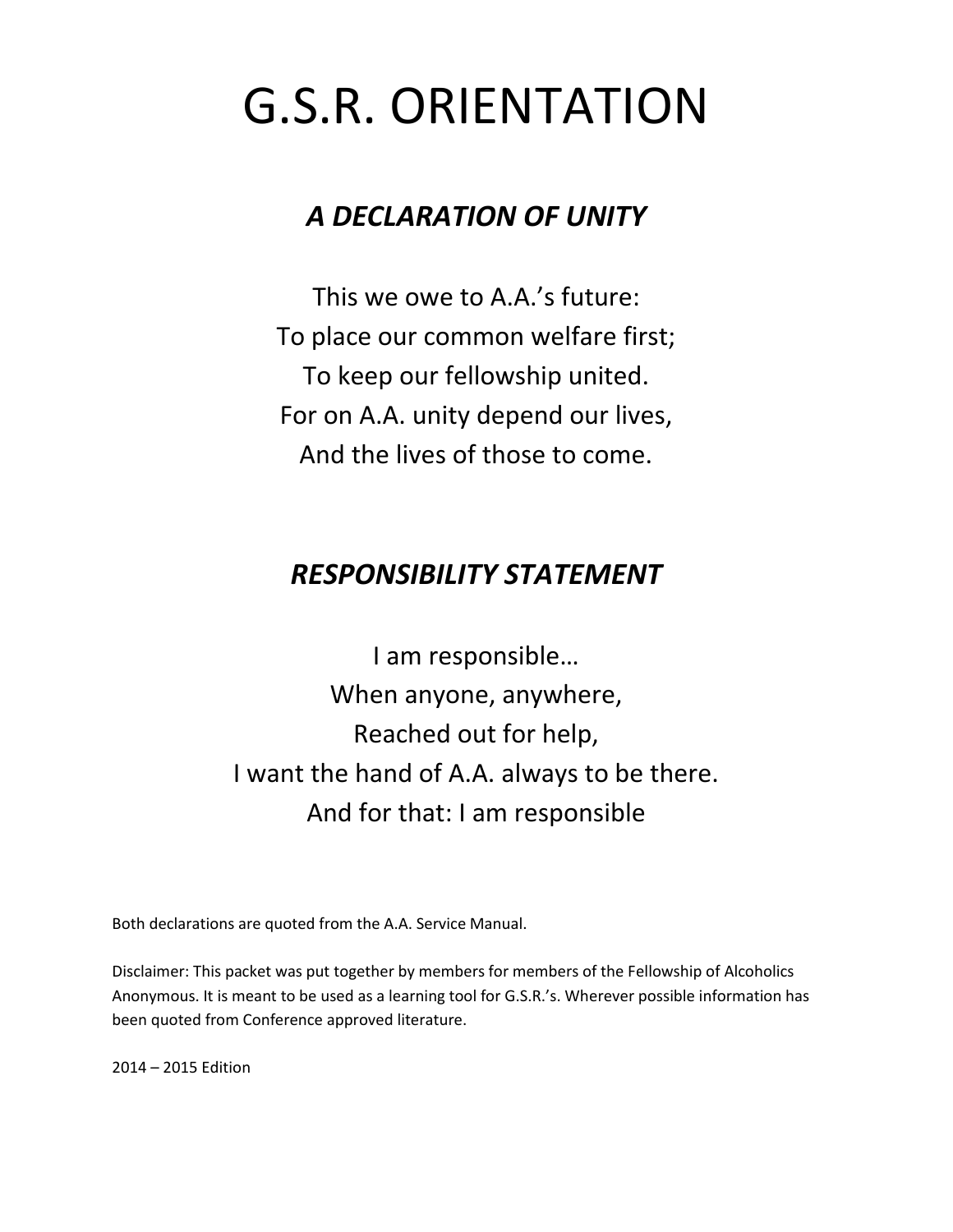# G.S.R. ORIENTATION

## *A DECLARATION OF UNITY*

This we owe to A.A.'s future:
To place our common welfare first;
To keep our fellowship united.
For on A.A. unity depend our lives,
And the lives of those to come.

## *RESPONSIBILITY STATEMENT*

I am responsible…
When anyone, anywhere,
Reached out for help,
I want the hand of A.A. always to be there.
And for that: I am responsible

Both declarations are quoted from the A.A. Service Manual.

Disclaimer: This packet was put together by members for members of the Fellowship of Alcoholics Anonymous. It is meant to be used as a learning tool for G.S.R.'s. Wherever possible information has been quoted from Conference approved literature.

2014 – 2015 Edition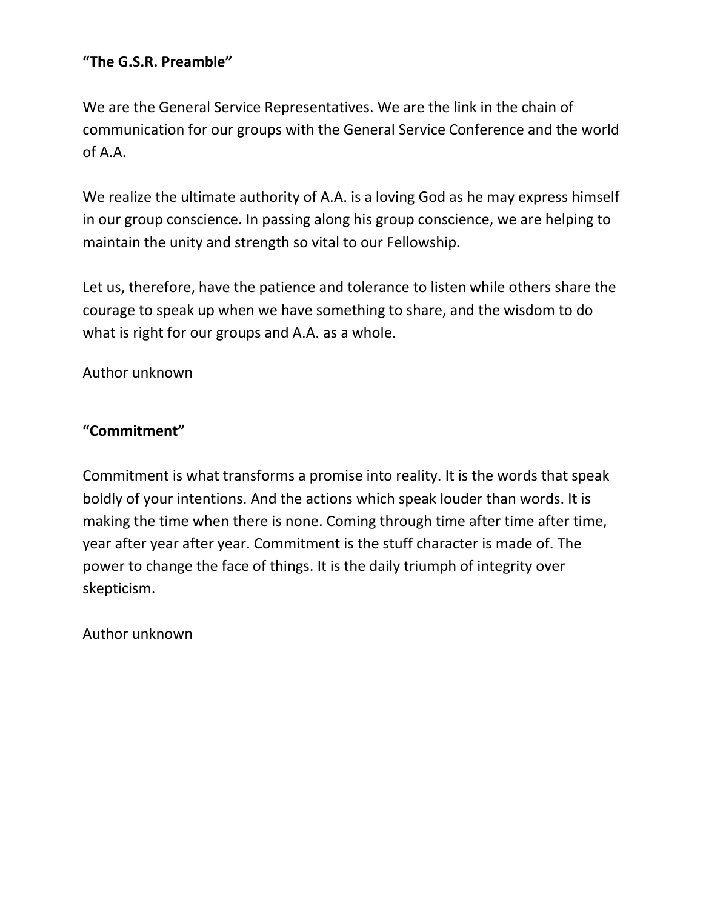**“The G.S.R. Preamble”**

We are the General Service Representatives. We are the link in the chain of communication for our groups with the General Service Conference and the world of A.A.

We realize the ultimate authority of A.A. is a loving God as he may express himself in our group conscience. In passing along his group conscience, we are helping to maintain the unity and strength so vital to our Fellowship.

Let us, therefore, have the patience and tolerance to listen while others share the courage to speak up when we have something to share, and the wisdom to do what is right for our groups and A.A. as a whole.

Author unknown

**“Commitment”**

Commitment is what transforms a promise into reality. It is the words that speak boldly of your intentions. And the actions which speak louder than words. It is making the time when there is none. Coming through time after time after time, year after year after year. Commitment is the stuff character is made of. The power to change the face of things. It is the daily triumph of integrity over skepticism.

Author unknown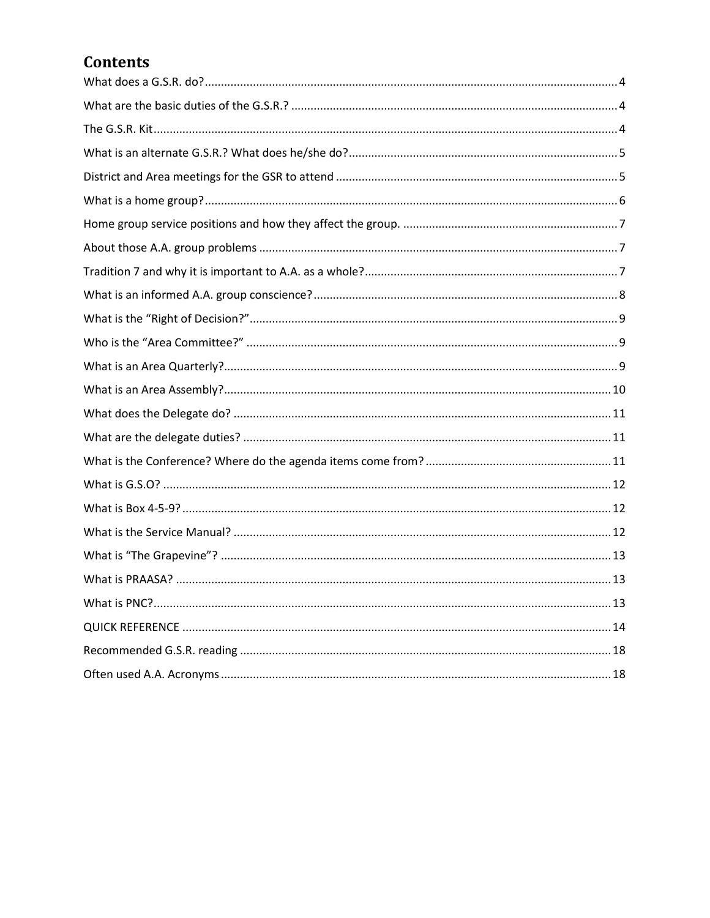## Contents

- What does a G.S.R. do? 4
- What are the basic duties of the G.S.R.? 4
- The G.S.R. Kit 4
- What is an alternate G.S.R.? What does he/she do? 5
- District and Area meetings for the GSR to attend 5
- What is a home group? 6
- Home group service positions and how they affect the group. 7
- About those A.A. group problems 7
- Tradition 7 and why it is important to A.A. as a whole? 7
- What is an informed A.A. group conscience? 8
- What is the "Right of Decision?" 9
- Who is the "Area Committee?" 9
- What is an Area Quarterly? 9
- What is an Area Assembly? 10
- What does the Delegate do? 11
- What are the delegate duties? 11
- What is the Conference? Where do the agenda items come from? 11
- What is G.S.O? 12
- What is Box 4-5-9? 12
- What is the Service Manual? 12
- What is "The Grapevine"? 13
- What is PRAASA? 13
- What is PNC? 13
- QUICK REFERENCE 14
- Recommended G.S.R. reading 18
- Often used A.A. Acronyms 18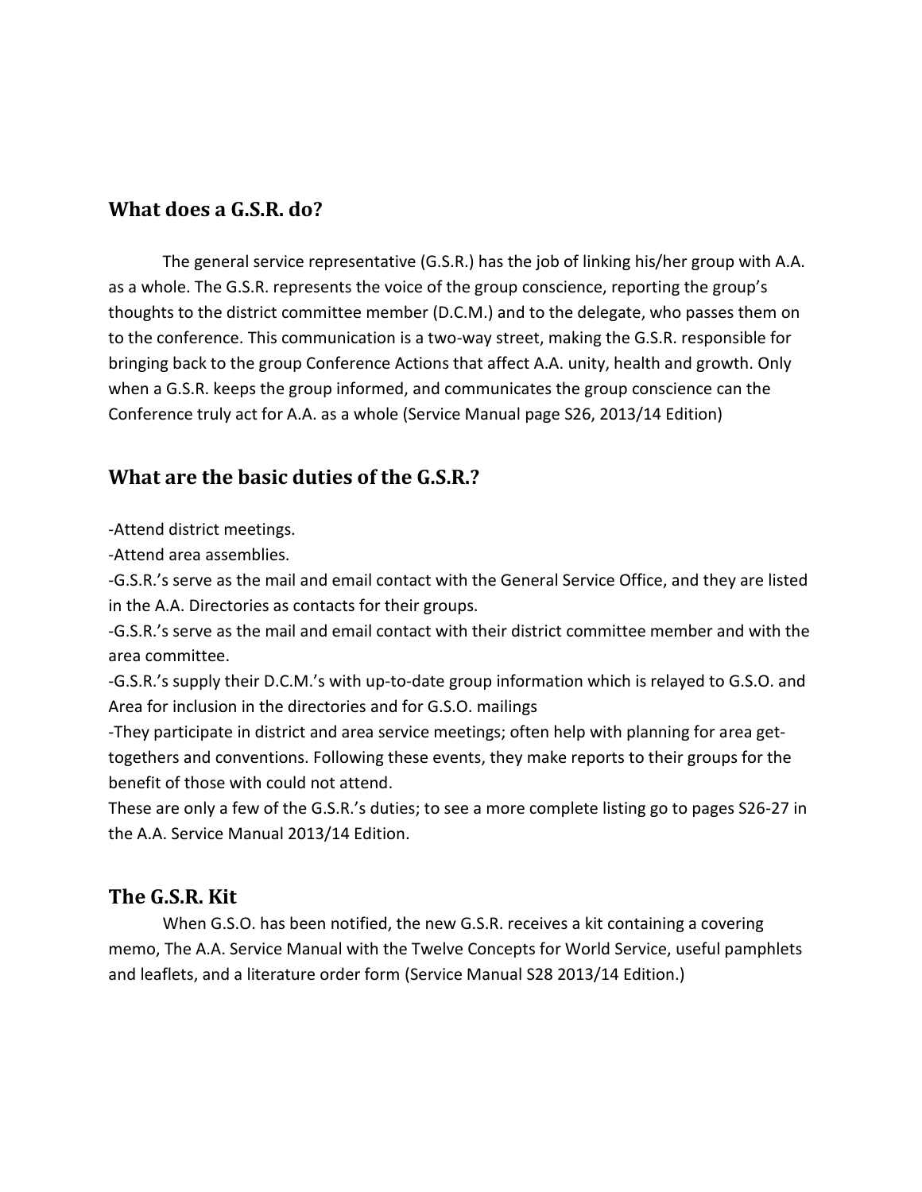## What does a G.S.R. do?

The general service representative (G.S.R.) has the job of linking his/her group with A.A. as a whole. The G.S.R. represents the voice of the group conscience, reporting the group's thoughts to the district committee member (D.C.M.) and to the delegate, who passes them on to the conference. This communication is a two-way street, making the G.S.R. responsible for bringing back to the group Conference Actions that affect A.A. unity, health and growth. Only when a G.S.R. keeps the group informed, and communicates the group conscience can the Conference truly act for A.A. as a whole (Service Manual page S26, 2013/14 Edition)

## What are the basic duties of the G.S.R.?

-Attend district meetings.

-Attend area assemblies.

-G.S.R.'s serve as the mail and email contact with the General Service Office, and they are listed in the A.A. Directories as contacts for their groups.

-G.S.R.'s serve as the mail and email contact with their district committee member and with the area committee.

-G.S.R.'s supply their D.C.M.'s with up-to-date group information which is relayed to G.S.O. and Area for inclusion in the directories and for G.S.O. mailings

-They participate in district and area service meetings; often help with planning for area get-togethers and conventions. Following these events, they make reports to their groups for the benefit of those with could not attend.

These are only a few of the G.S.R.'s duties; to see a more complete listing go to pages S26-27 in the A.A. Service Manual 2013/14 Edition.

## The G.S.R. Kit

When G.S.O. has been notified, the new G.S.R. receives a kit containing a covering memo, The A.A. Service Manual with the Twelve Concepts for World Service, useful pamphlets and leaflets, and a literature order form (Service Manual S28 2013/14 Edition.)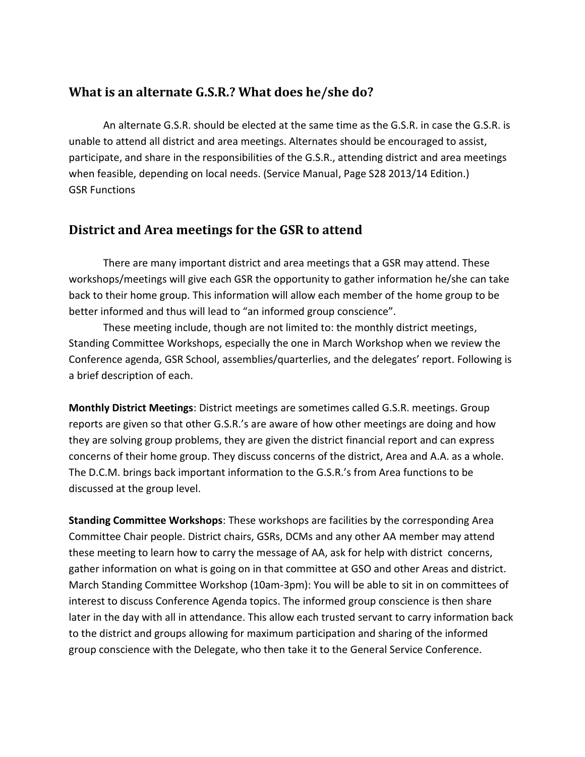## What is an alternate G.S.R.? What does he/she do?

An alternate G.S.R. should be elected at the same time as the G.S.R. in case the G.S.R. is unable to attend all district and area meetings. Alternates should be encouraged to assist, participate, and share in the responsibilities of the G.S.R., attending district and area meetings when feasible, depending on local needs. (Service Manual, Page S28 2013/14 Edition.)
GSR Functions

## District and Area meetings for the GSR to attend

There are many important district and area meetings that a GSR may attend. These workshops/meetings will give each GSR the opportunity to gather information he/she can take back to their home group. This information will allow each member of the home group to be better informed and thus will lead to "an informed group conscience".

These meeting include, though are not limited to: the monthly district meetings, Standing Committee Workshops, especially the one in March Workshop when we review the Conference agenda, GSR School, assemblies/quarterlies, and the delegates' report. Following is a brief description of each.

**Monthly District Meetings**: District meetings are sometimes called G.S.R. meetings. Group reports are given so that other G.S.R.'s are aware of how other meetings are doing and how they are solving group problems, they are given the district financial report and can express concerns of their home group. They discuss concerns of the district, Area and A.A. as a whole. The D.C.M. brings back important information to the G.S.R.'s from Area functions to be discussed at the group level.

**Standing Committee Workshops**: These workshops are facilities by the corresponding Area Committee Chair people. District chairs, GSRs, DCMs and any other AA member may attend these meeting to learn how to carry the message of AA, ask for help with district concerns, gather information on what is going on in that committee at GSO and other Areas and district. March Standing Committee Workshop (10am-3pm): You will be able to sit in on committees of interest to discuss Conference Agenda topics. The informed group conscience is then share later in the day with all in attendance. This allow each trusted servant to carry information back to the district and groups allowing for maximum participation and sharing of the informed group conscience with the Delegate, who then take it to the General Service Conference.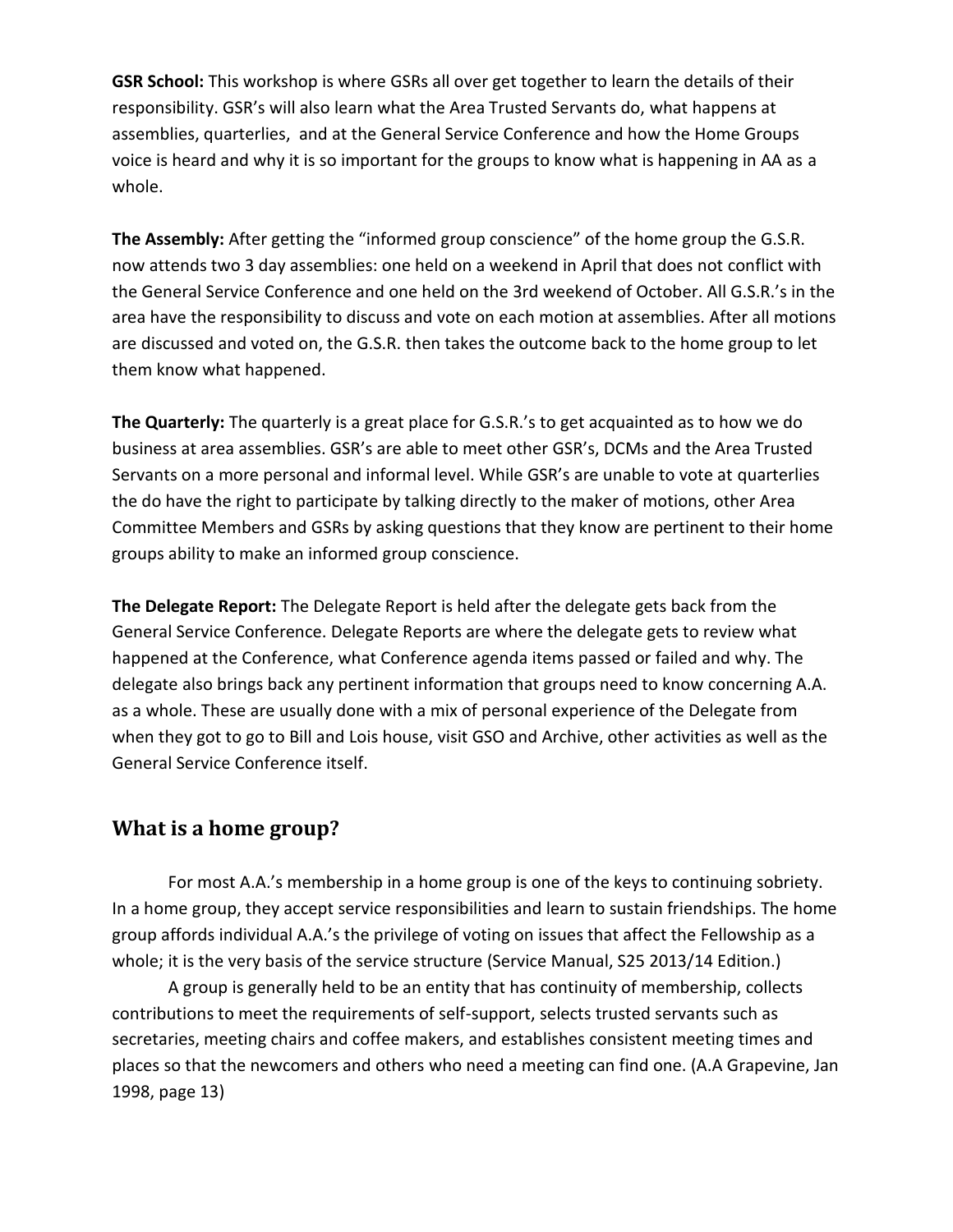**GSR School:** This workshop is where GSRs all over get together to learn the details of their responsibility. GSR's will also learn what the Area Trusted Servants do, what happens at assemblies, quarterlies, and at the General Service Conference and how the Home Groups voice is heard and why it is so important for the groups to know what is happening in AA as a whole.

**The Assembly:** After getting the "informed group conscience" of the home group the G.S.R. now attends two 3 day assemblies: one held on a weekend in April that does not conflict with the General Service Conference and one held on the 3rd weekend of October. All G.S.R.'s in the area have the responsibility to discuss and vote on each motion at assemblies. After all motions are discussed and voted on, the G.S.R. then takes the outcome back to the home group to let them know what happened.

**The Quarterly:** The quarterly is a great place for G.S.R.'s to get acquainted as to how we do business at area assemblies. GSR's are able to meet other GSR's, DCMs and the Area Trusted Servants on a more personal and informal level. While GSR's are unable to vote at quarterlies the do have the right to participate by talking directly to the maker of motions, other Area Committee Members and GSRs by asking questions that they know are pertinent to their home groups ability to make an informed group conscience.

**The Delegate Report:** The Delegate Report is held after the delegate gets back from the General Service Conference. Delegate Reports are where the delegate gets to review what happened at the Conference, what Conference agenda items passed or failed and why. The delegate also brings back any pertinent information that groups need to know concerning A.A. as a whole. These are usually done with a mix of personal experience of the Delegate from when they got to go to Bill and Lois house, visit GSO and Archive, other activities as well as the General Service Conference itself.

## What is a home group?

For most A.A.'s membership in a home group is one of the keys to continuing sobriety. In a home group, they accept service responsibilities and learn to sustain friendships. The home group affords individual A.A.'s the privilege of voting on issues that affect the Fellowship as a whole; it is the very basis of the service structure (Service Manual, S25 2013/14 Edition.)

A group is generally held to be an entity that has continuity of membership, collects contributions to meet the requirements of self-support, selects trusted servants such as secretaries, meeting chairs and coffee makers, and establishes consistent meeting times and places so that the newcomers and others who need a meeting can find one. (A.A Grapevine, Jan 1998, page 13)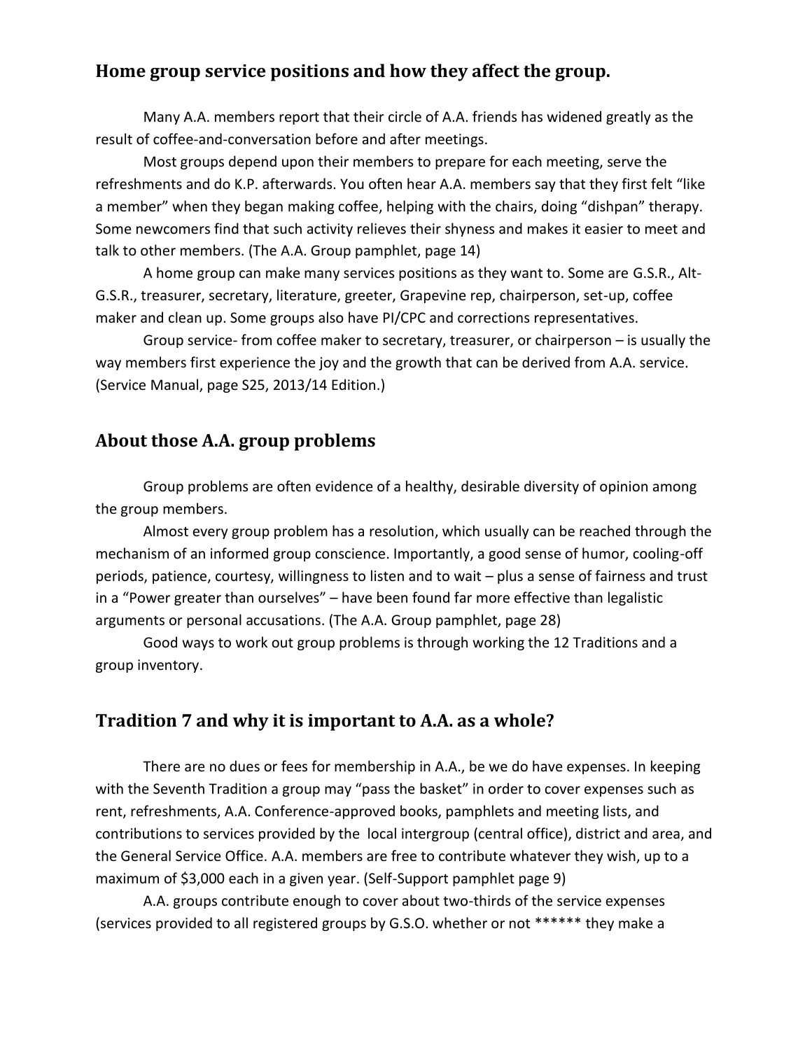## Home group service positions and how they affect the group.

Many A.A. members report that their circle of A.A. friends has widened greatly as the result of coffee-and-conversation before and after meetings.

Most groups depend upon their members to prepare for each meeting, serve the refreshments and do K.P. afterwards. You often hear A.A. members say that they first felt "like a member" when they began making coffee, helping with the chairs, doing "dishpan" therapy. Some newcomers find that such activity relieves their shyness and makes it easier to meet and talk to other members. (The A.A. Group pamphlet, page 14)

A home group can make many services positions as they want to. Some are G.S.R., Alt-G.S.R., treasurer, secretary, literature, greeter, Grapevine rep, chairperson, set-up, coffee maker and clean up. Some groups also have PI/CPC and corrections representatives.

Group service- from coffee maker to secretary, treasurer, or chairperson – is usually the way members first experience the joy and the growth that can be derived from A.A. service. (Service Manual, page S25, 2013/14 Edition.)

## About those A.A. group problems

Group problems are often evidence of a healthy, desirable diversity of opinion among the group members.

Almost every group problem has a resolution, which usually can be reached through the mechanism of an informed group conscience. Importantly, a good sense of humor, cooling-off periods, patience, courtesy, willingness to listen and to wait – plus a sense of fairness and trust in a "Power greater than ourselves" – have been found far more effective than legalistic arguments or personal accusations. (The A.A. Group pamphlet, page 28)

Good ways to work out group problems is through working the 12 Traditions and a group inventory.

## Tradition 7 and why it is important to A.A. as a whole?

There are no dues or fees for membership in A.A., be we do have expenses. In keeping with the Seventh Tradition a group may "pass the basket" in order to cover expenses such as rent, refreshments, A.A. Conference-approved books, pamphlets and meeting lists, and contributions to services provided by the local intergroup (central office), district and area, and the General Service Office. A.A. members are free to contribute whatever they wish, up to a maximum of $3,000 each in a given year. (Self-Support pamphlet page 9)

A.A. groups contribute enough to cover about two-thirds of the service expenses (services provided to all registered groups by G.S.O. whether or not ****** they make a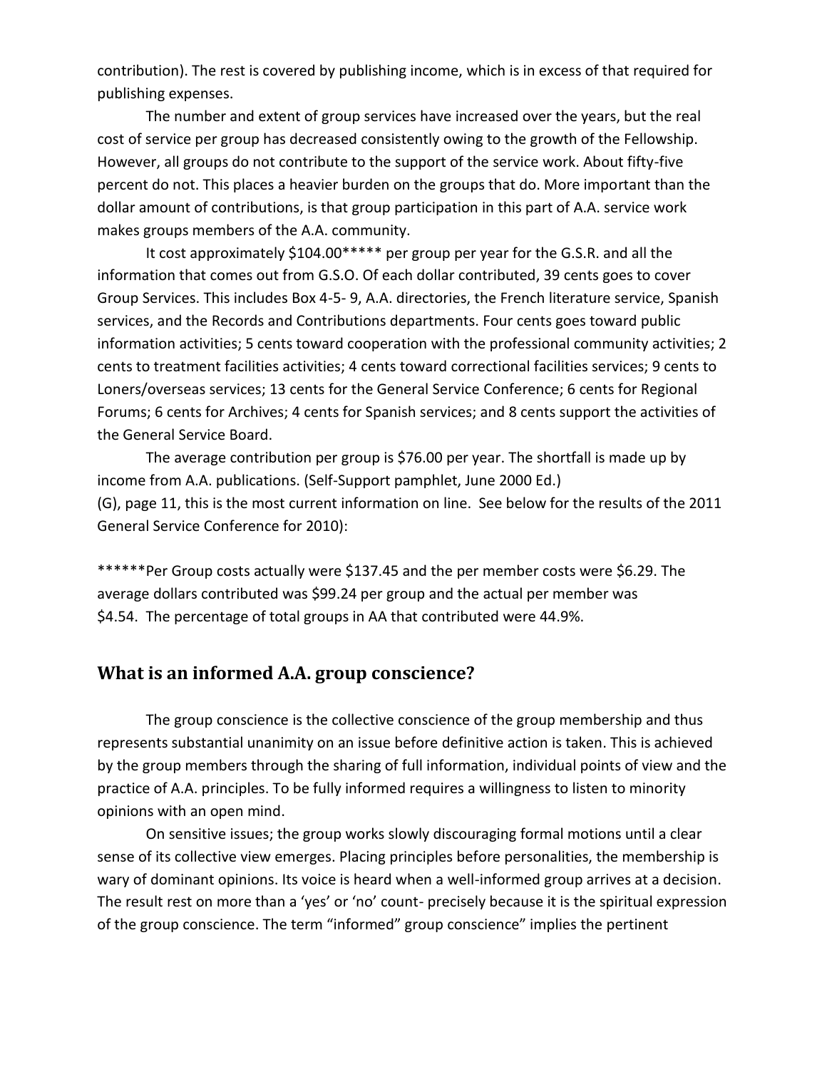contribution). The rest is covered by publishing income, which is in excess of that required for publishing expenses.

The number and extent of group services have increased over the years, but the real cost of service per group has decreased consistently owing to the growth of the Fellowship. However, all groups do not contribute to the support of the service work. About fifty-five percent do not. This places a heavier burden on the groups that do. More important than the dollar amount of contributions, is that group participation in this part of A.A. service work makes groups members of the A.A. community.

It cost approximately $104.00***** per group per year for the G.S.R. and all the information that comes out from G.S.O. Of each dollar contributed, 39 cents goes to cover Group Services. This includes Box 4-5- 9, A.A. directories, the French literature service, Spanish services, and the Records and Contributions departments. Four cents goes toward public information activities; 5 cents toward cooperation with the professional community activities; 2 cents to treatment facilities activities; 4 cents toward correctional facilities services; 9 cents to Loners/overseas services; 13 cents for the General Service Conference; 6 cents for Regional Forums; 6 cents for Archives; 4 cents for Spanish services; and 8 cents support the activities of the General Service Board.

The average contribution per group is $76.00 per year. The shortfall is made up by income from A.A. publications. (Self-Support pamphlet, June 2000 Ed.) (G), page 11, this is the most current information on line. See below for the results of the 2011 General Service Conference for 2010):

******Per Group costs actually were $137.45 and the per member costs were $6.29. The average dollars contributed was $99.24 per group and the actual per member was $4.54. The percentage of total groups in AA that contributed were 44.9%.

## What is an informed A.A. group conscience?

The group conscience is the collective conscience of the group membership and thus represents substantial unanimity on an issue before definitive action is taken. This is achieved by the group members through the sharing of full information, individual points of view and the practice of A.A. principles. To be fully informed requires a willingness to listen to minority opinions with an open mind.

On sensitive issues; the group works slowly discouraging formal motions until a clear sense of its collective view emerges. Placing principles before personalities, the membership is wary of dominant opinions. Its voice is heard when a well-informed group arrives at a decision. The result rest on more than a 'yes' or 'no' count- precisely because it is the spiritual expression of the group conscience. The term "informed" group conscience" implies the pertinent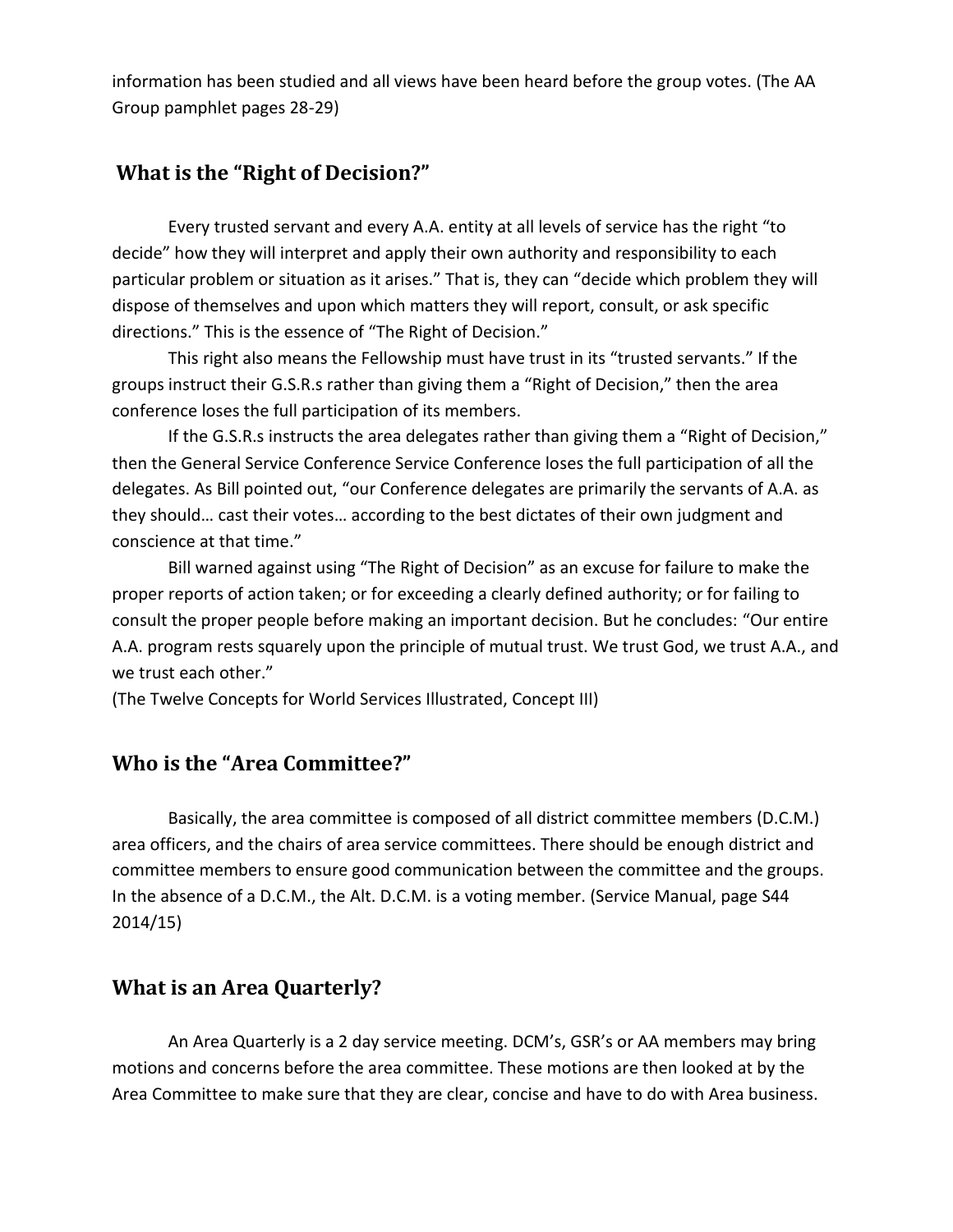information has been studied and all views have been heard before the group votes. (The AA Group pamphlet pages 28-29)

## What is the "Right of Decision?"

Every trusted servant and every A.A. entity at all levels of service has the right "to decide" how they will interpret and apply their own authority and responsibility to each particular problem or situation as it arises." That is, they can "decide which problem they will dispose of themselves and upon which matters they will report, consult, or ask specific directions." This is the essence of "The Right of Decision."

This right also means the Fellowship must have trust in its "trusted servants." If the groups instruct their G.S.R.s rather than giving them a "Right of Decision," then the area conference loses the full participation of its members.

If the G.S.R.s instructs the area delegates rather than giving them a "Right of Decision," then the General Service Conference Service Conference loses the full participation of all the delegates. As Bill pointed out, "our Conference delegates are primarily the servants of A.A. as they should… cast their votes… according to the best dictates of their own judgment and conscience at that time."

Bill warned against using "The Right of Decision" as an excuse for failure to make the proper reports of action taken; or for exceeding a clearly defined authority; or for failing to consult the proper people before making an important decision. But he concludes: "Our entire A.A. program rests squarely upon the principle of mutual trust. We trust God, we trust A.A., and we trust each other."

(The Twelve Concepts for World Services Illustrated, Concept III)

## Who is the "Area Committee?"

Basically, the area committee is composed of all district committee members (D.C.M.) area officers, and the chairs of area service committees. There should be enough district and committee members to ensure good communication between the committee and the groups. In the absence of a D.C.M., the Alt. D.C.M. is a voting member. (Service Manual, page S44 2014/15)

## What is an Area Quarterly?

An Area Quarterly is a 2 day service meeting. DCM's, GSR's or AA members may bring motions and concerns before the area committee. These motions are then looked at by the Area Committee to make sure that they are clear, concise and have to do with Area business.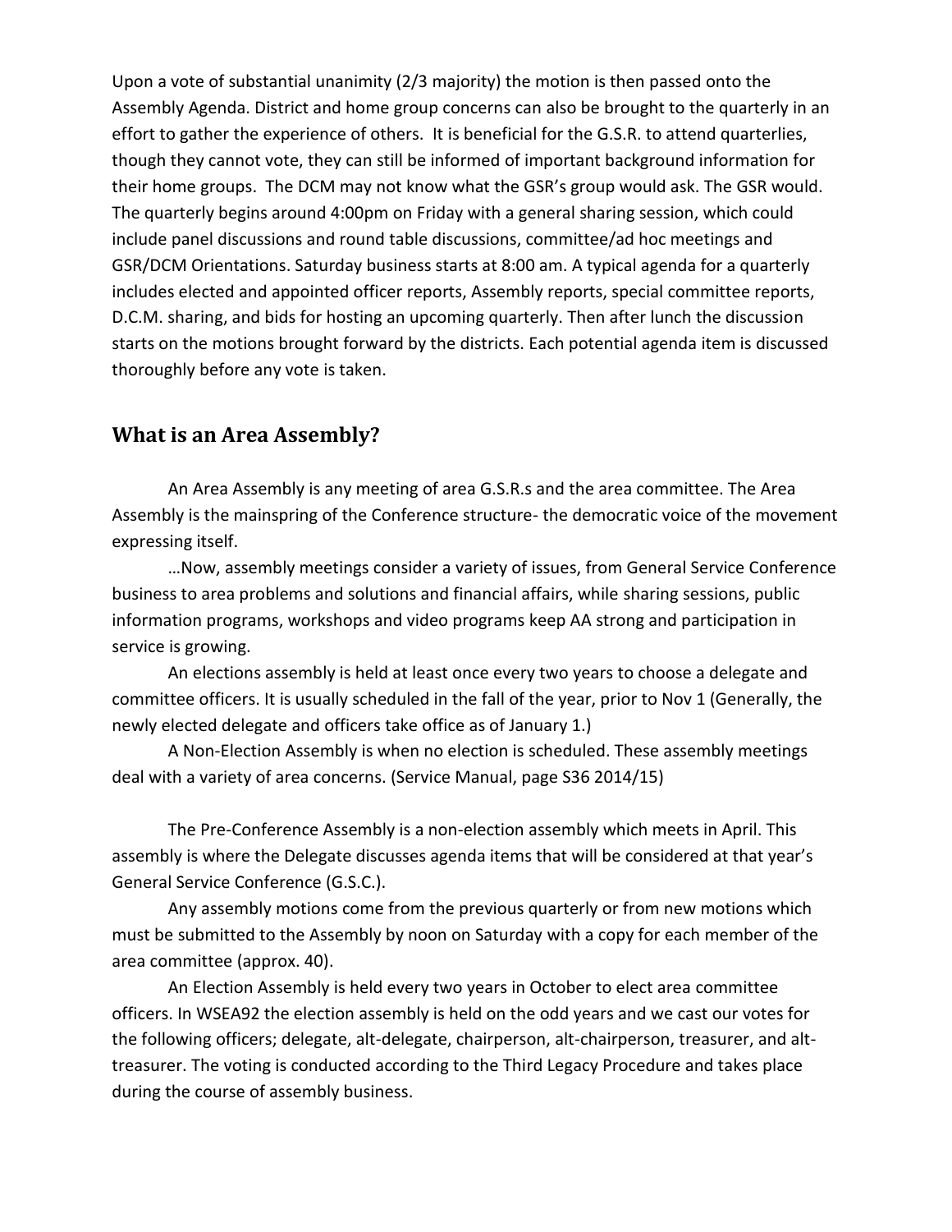Upon a vote of substantial unanimity (2/3 majority) the motion is then passed onto the Assembly Agenda. District and home group concerns can also be brought to the quarterly in an effort to gather the experience of others. It is beneficial for the G.S.R. to attend quarterlies, though they cannot vote, they can still be informed of important background information for their home groups. The DCM may not know what the GSR's group would ask. The GSR would. The quarterly begins around 4:00pm on Friday with a general sharing session, which could include panel discussions and round table discussions, committee/ad hoc meetings and GSR/DCM Orientations. Saturday business starts at 8:00 am. A typical agenda for a quarterly includes elected and appointed officer reports, Assembly reports, special committee reports, D.C.M. sharing, and bids for hosting an upcoming quarterly. Then after lunch the discussion starts on the motions brought forward by the districts. Each potential agenda item is discussed thoroughly before any vote is taken.

## What is an Area Assembly?

An Area Assembly is any meeting of area G.S.R.s and the area committee. The Area Assembly is the mainspring of the Conference structure- the democratic voice of the movement expressing itself.

…Now, assembly meetings consider a variety of issues, from General Service Conference business to area problems and solutions and financial affairs, while sharing sessions, public information programs, workshops and video programs keep AA strong and participation in service is growing.

An elections assembly is held at least once every two years to choose a delegate and committee officers. It is usually scheduled in the fall of the year, prior to Nov 1 (Generally, the newly elected delegate and officers take office as of January 1.)

A Non-Election Assembly is when no election is scheduled. These assembly meetings deal with a variety of area concerns. (Service Manual, page S36 2014/15)

The Pre-Conference Assembly is a non-election assembly which meets in April. This assembly is where the Delegate discusses agenda items that will be considered at that year's General Service Conference (G.S.C.).

Any assembly motions come from the previous quarterly or from new motions which must be submitted to the Assembly by noon on Saturday with a copy for each member of the area committee (approx. 40).

An Election Assembly is held every two years in October to elect area committee officers. In WSEA92 the election assembly is held on the odd years and we cast our votes for the following officers; delegate, alt-delegate, chairperson, alt-chairperson, treasurer, and alt-treasurer. The voting is conducted according to the Third Legacy Procedure and takes place during the course of assembly business.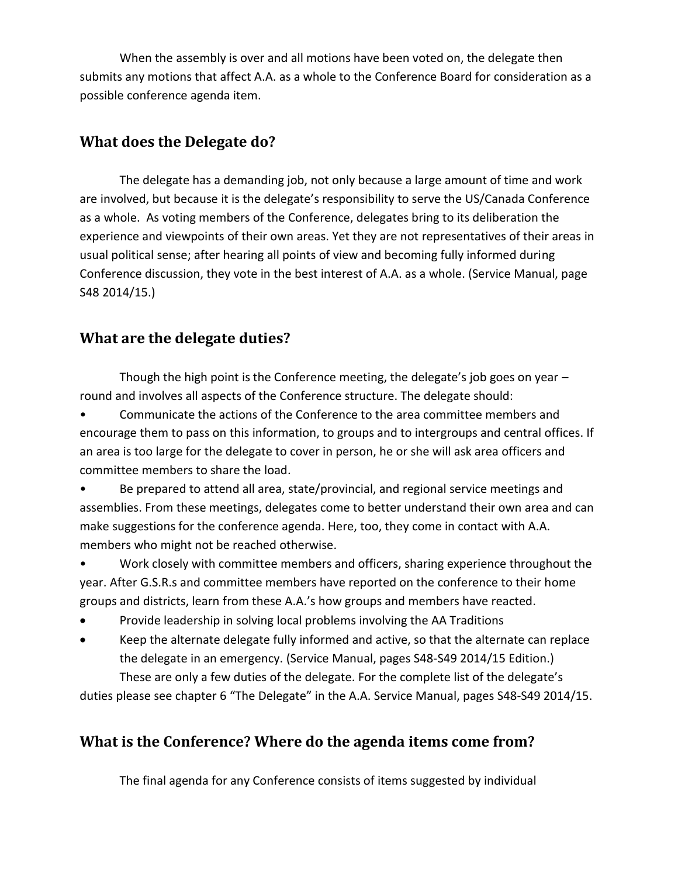When the assembly is over and all motions have been voted on, the delegate then submits any motions that affect A.A. as a whole to the Conference Board for consideration as a possible conference agenda item.

## What does the Delegate do?

The delegate has a demanding job, not only because a large amount of time and work are involved, but because it is the delegate's responsibility to serve the US/Canada Conference as a whole. As voting members of the Conference, delegates bring to its deliberation the experience and viewpoints of their own areas. Yet they are not representatives of their areas in usual political sense; after hearing all points of view and becoming fully informed during Conference discussion, they vote in the best interest of A.A. as a whole. (Service Manual, page S48 2014/15.)

## What are the delegate duties?

Though the high point is the Conference meeting, the delegate's job goes on year – round and involves all aspects of the Conference structure. The delegate should:

- Communicate the actions of the Conference to the area committee members and encourage them to pass on this information, to groups and to intergroups and central offices. If an area is too large for the delegate to cover in person, he or she will ask area officers and committee members to share the load.
- Be prepared to attend all area, state/provincial, and regional service meetings and assemblies. From these meetings, delegates come to better understand their own area and can make suggestions for the conference agenda. Here, too, they come in contact with A.A. members who might not be reached otherwise.
- Work closely with committee members and officers, sharing experience throughout the year. After G.S.R.s and committee members have reported on the conference to their home groups and districts, learn from these A.A.'s how groups and members have reacted.
- Provide leadership in solving local problems involving the AA Traditions
- Keep the alternate delegate fully informed and active, so that the alternate can replace the delegate in an emergency. (Service Manual, pages S48-S49 2014/15 Edition.)

These are only a few duties of the delegate. For the complete list of the delegate's duties please see chapter 6 "The Delegate" in the A.A. Service Manual, pages S48-S49 2014/15.

## What is the Conference? Where do the agenda items come from?

The final agenda for any Conference consists of items suggested by individual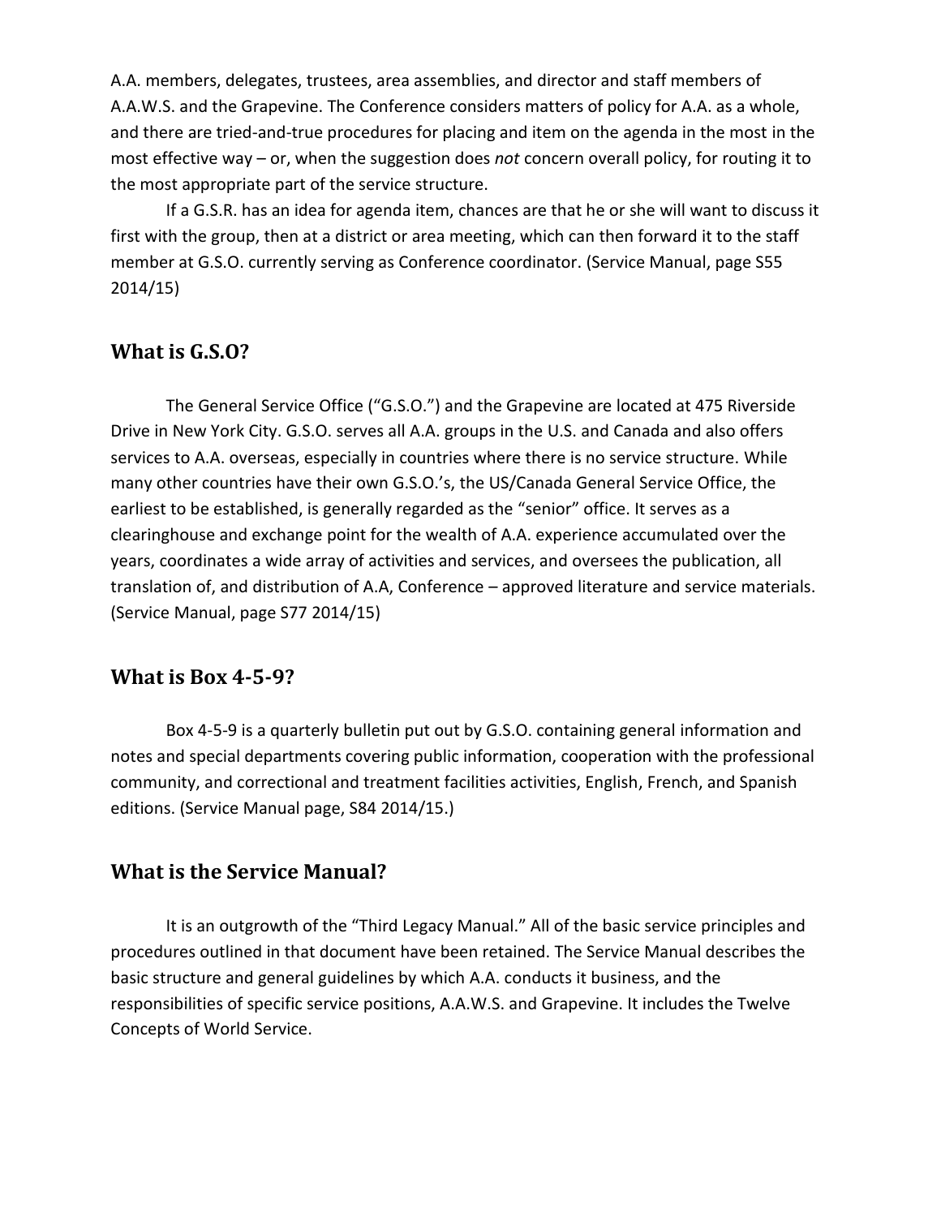A.A. members, delegates, trustees, area assemblies, and director and staff members of A.A.W.S. and the Grapevine. The Conference considers matters of policy for A.A. as a whole, and there are tried-and-true procedures for placing and item on the agenda in the most in the most effective way – or, when the suggestion does *not* concern overall policy, for routing it to the most appropriate part of the service structure.

If a G.S.R. has an idea for agenda item, chances are that he or she will want to discuss it first with the group, then at a district or area meeting, which can then forward it to the staff member at G.S.O. currently serving as Conference coordinator. (Service Manual, page S55 2014/15)

## What is G.S.O?

The General Service Office ("G.S.O.") and the Grapevine are located at 475 Riverside Drive in New York City. G.S.O. serves all A.A. groups in the U.S. and Canada and also offers services to A.A. overseas, especially in countries where there is no service structure. While many other countries have their own G.S.O.'s, the US/Canada General Service Office, the earliest to be established, is generally regarded as the "senior" office. It serves as a clearinghouse and exchange point for the wealth of A.A. experience accumulated over the years, coordinates a wide array of activities and services, and oversees the publication, all translation of, and distribution of A.A, Conference – approved literature and service materials. (Service Manual, page S77 2014/15)

## What is Box 4-5-9?

Box 4-5-9 is a quarterly bulletin put out by G.S.O. containing general information and notes and special departments covering public information, cooperation with the professional community, and correctional and treatment facilities activities, English, French, and Spanish editions. (Service Manual page, S84 2014/15.)

## What is the Service Manual?

It is an outgrowth of the "Third Legacy Manual." All of the basic service principles and procedures outlined in that document have been retained. The Service Manual describes the basic structure and general guidelines by which A.A. conducts it business, and the responsibilities of specific service positions, A.A.W.S. and Grapevine. It includes the Twelve Concepts of World Service.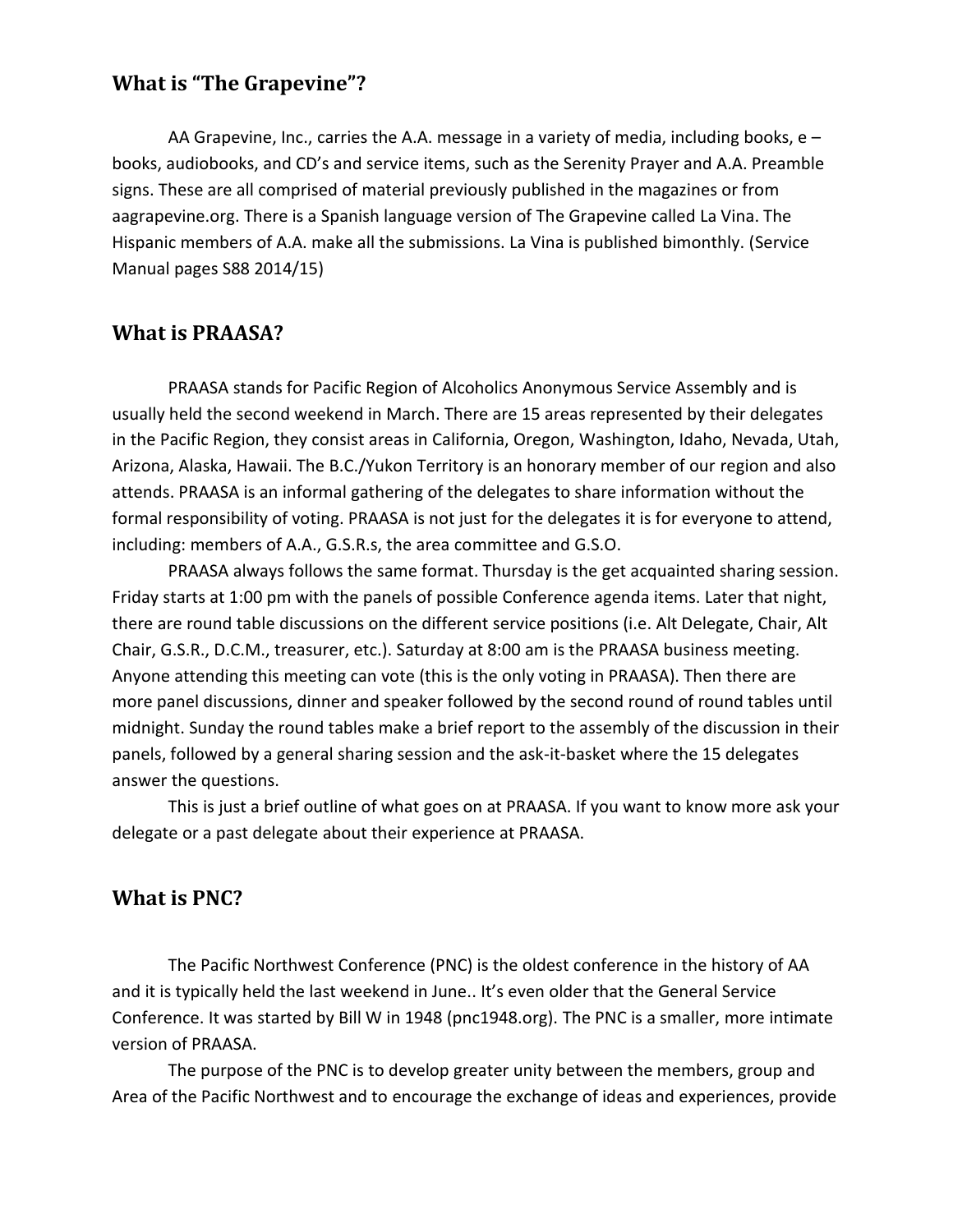## What is "The Grapevine"?

AA Grapevine, Inc., carries the A.A. message in a variety of media, including books, e – books, audiobooks, and CD's and service items, such as the Serenity Prayer and A.A. Preamble signs. These are all comprised of material previously published in the magazines or from aagrapevine.org. There is a Spanish language version of The Grapevine called La Vina. The Hispanic members of A.A. make all the submissions. La Vina is published bimonthly. (Service Manual pages S88 2014/15)

## What is PRAASA?

PRAASA stands for Pacific Region of Alcoholics Anonymous Service Assembly and is usually held the second weekend in March. There are 15 areas represented by their delegates in the Pacific Region, they consist areas in California, Oregon, Washington, Idaho, Nevada, Utah, Arizona, Alaska, Hawaii. The B.C./Yukon Territory is an honorary member of our region and also attends. PRAASA is an informal gathering of the delegates to share information without the formal responsibility of voting. PRAASA is not just for the delegates it is for everyone to attend, including: members of A.A., G.S.R.s, the area committee and G.S.O.

PRAASA always follows the same format. Thursday is the get acquainted sharing session. Friday starts at 1:00 pm with the panels of possible Conference agenda items. Later that night, there are round table discussions on the different service positions (i.e. Alt Delegate, Chair, Alt Chair, G.S.R., D.C.M., treasurer, etc.). Saturday at 8:00 am is the PRAASA business meeting. Anyone attending this meeting can vote (this is the only voting in PRAASA). Then there are more panel discussions, dinner and speaker followed by the second round of round tables until midnight. Sunday the round tables make a brief report to the assembly of the discussion in their panels, followed by a general sharing session and the ask-it-basket where the 15 delegates answer the questions.

This is just a brief outline of what goes on at PRAASA. If you want to know more ask your delegate or a past delegate about their experience at PRAASA.

## What is PNC?

The Pacific Northwest Conference (PNC) is the oldest conference in the history of AA and it is typically held the last weekend in June.. It's even older that the General Service Conference. It was started by Bill W in 1948 (pnc1948.org). The PNC is a smaller, more intimate version of PRAASA.

The purpose of the PNC is to develop greater unity between the members, group and Area of the Pacific Northwest and to encourage the exchange of ideas and experiences, provide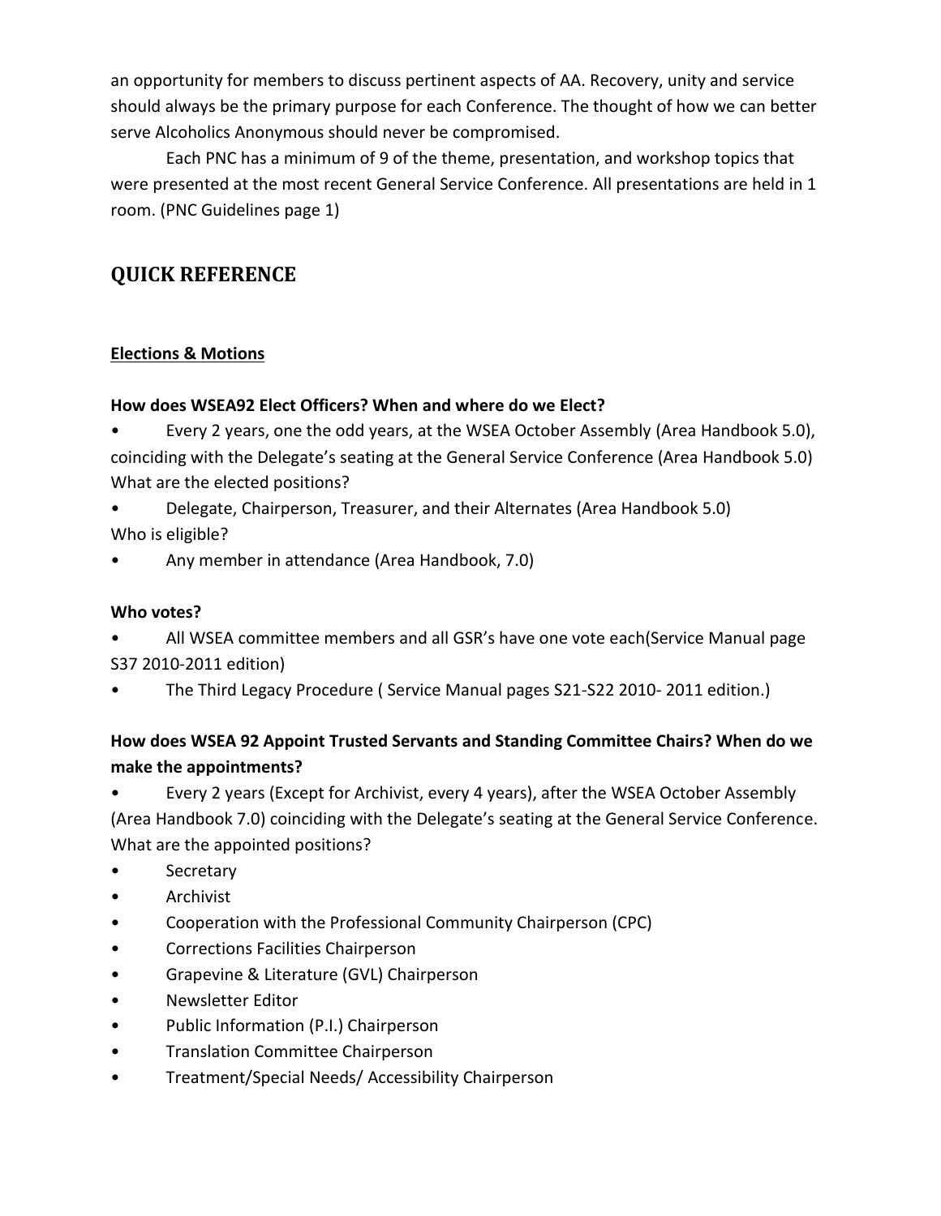an opportunity for members to discuss pertinent aspects of AA. Recovery, unity and service should always be the primary purpose for each Conference. The thought of how we can better serve Alcoholics Anonymous should never be compromised.

Each PNC has a minimum of 9 of the theme, presentation, and workshop topics that were presented at the most recent General Service Conference. All presentations are held in 1 room. (PNC Guidelines page 1)

## QUICK REFERENCE

**Elections & Motions**

**How does WSEA92 Elect Officers? When and where do we Elect?**

- Every 2 years, one the odd years, at the WSEA October Assembly (Area Handbook 5.0), coinciding with the Delegate's seating at the General Service Conference (Area Handbook 5.0)

What are the elected positions?

- Delegate, Chairperson, Treasurer, and their Alternates (Area Handbook 5.0)

Who is eligible?

- Any member in attendance (Area Handbook, 7.0)

**Who votes?**

- All WSEA committee members and all GSR's have one vote each(Service Manual page S37 2010-2011 edition)
- The Third Legacy Procedure ( Service Manual pages S21-S22 2010- 2011 edition.)

**How does WSEA 92 Appoint Trusted Servants and Standing Committee Chairs? When do we make the appointments?**

- Every 2 years (Except for Archivist, every 4 years), after the WSEA October Assembly (Area Handbook 7.0) coinciding with the Delegate's seating at the General Service Conference.

What are the appointed positions?

- Secretary
- Archivist
- Cooperation with the Professional Community Chairperson (CPC)
- Corrections Facilities Chairperson
- Grapevine & Literature (GVL) Chairperson
- Newsletter Editor
- Public Information (P.I.) Chairperson
- Translation Committee Chairperson
- Treatment/Special Needs/ Accessibility Chairperson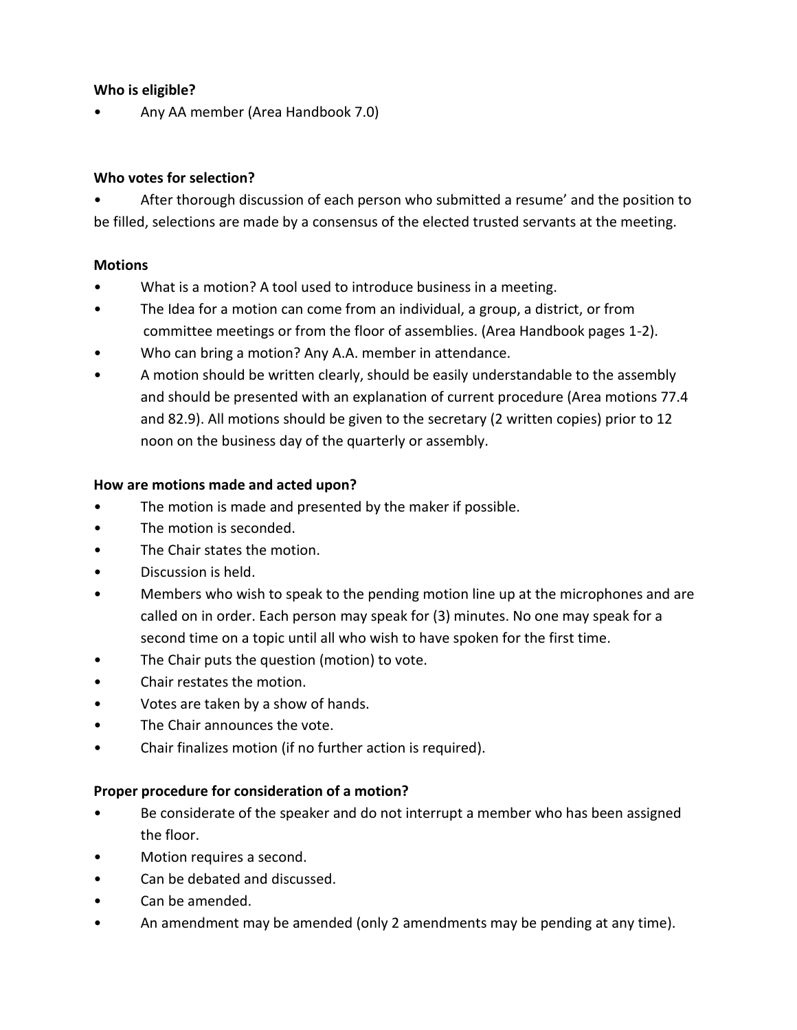**Who is eligible?**

- Any AA member (Area Handbook 7.0)

**Who votes for selection?**

- After thorough discussion of each person who submitted a resume' and the position to be filled, selections are made by a consensus of the elected trusted servants at the meeting.

**Motions**

- What is a motion? A tool used to introduce business in a meeting.
- The Idea for a motion can come from an individual, a group, a district, or from committee meetings or from the floor of assemblies. (Area Handbook pages 1-2).
- Who can bring a motion? Any A.A. member in attendance.
- A motion should be written clearly, should be easily understandable to the assembly and should be presented with an explanation of current procedure (Area motions 77.4 and 82.9). All motions should be given to the secretary (2 written copies) prior to 12 noon on the business day of the quarterly or assembly.

**How are motions made and acted upon?**

- The motion is made and presented by the maker if possible.
- The motion is seconded.
- The Chair states the motion.
- Discussion is held.
- Members who wish to speak to the pending motion line up at the microphones and are called on in order. Each person may speak for (3) minutes. No one may speak for a second time on a topic until all who wish to have spoken for the first time.
- The Chair puts the question (motion) to vote.
- Chair restates the motion.
- Votes are taken by a show of hands.
- The Chair announces the vote.
- Chair finalizes motion (if no further action is required).

**Proper procedure for consideration of a motion?**

- Be considerate of the speaker and do not interrupt a member who has been assigned the floor.
- Motion requires a second.
- Can be debated and discussed.
- Can be amended.
- An amendment may be amended (only 2 amendments may be pending at any time).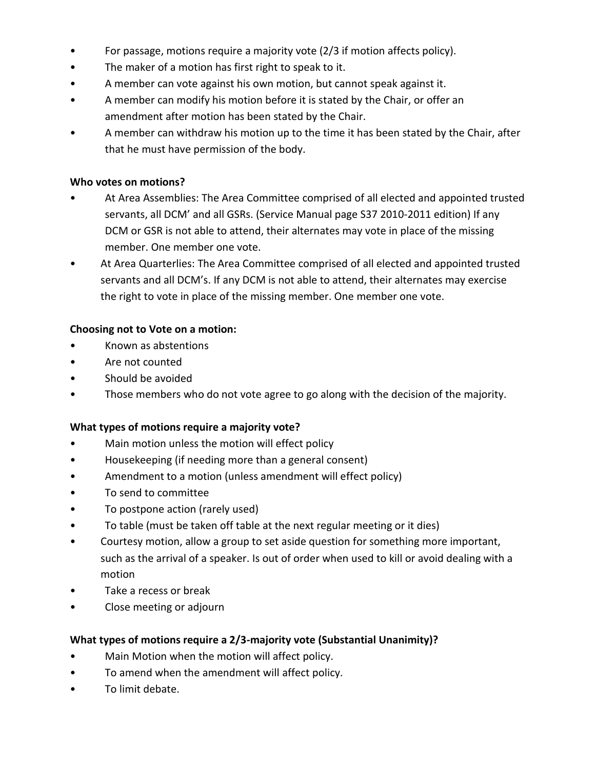- For passage, motions require a majority vote (2/3 if motion affects policy).
- The maker of a motion has first right to speak to it.
- A member can vote against his own motion, but cannot speak against it.
- A member can modify his motion before it is stated by the Chair, or offer an amendment after motion has been stated by the Chair.
- A member can withdraw his motion up to the time it has been stated by the Chair, after that he must have permission of the body.

**Who votes on motions?**

- At Area Assemblies: The Area Committee comprised of all elected and appointed trusted servants, all DCM' and all GSRs. (Service Manual page S37 2010-2011 edition) If any DCM or GSR is not able to attend, their alternates may vote in place of the missing member. One member one vote.
- At Area Quarterlies: The Area Committee comprised of all elected and appointed trusted servants and all DCM's. If any DCM is not able to attend, their alternates may exercise the right to vote in place of the missing member. One member one vote.

**Choosing not to Vote on a motion:**

- Known as abstentions
- Are not counted
- Should be avoided
- Those members who do not vote agree to go along with the decision of the majority.

**What types of motions require a majority vote?**

- Main motion unless the motion will effect policy
- Housekeeping (if needing more than a general consent)
- Amendment to a motion (unless amendment will effect policy)
- To send to committee
- To postpone action (rarely used)
- To table (must be taken off table at the next regular meeting or it dies)
- Courtesy motion, allow a group to set aside question for something more important, such as the arrival of a speaker. Is out of order when used to kill or avoid dealing with a motion
- Take a recess or break
- Close meeting or adjourn

**What types of motions require a 2/3-majority vote (Substantial Unanimity)?**

- Main Motion when the motion will affect policy.
- To amend when the amendment will affect policy.
- To limit debate.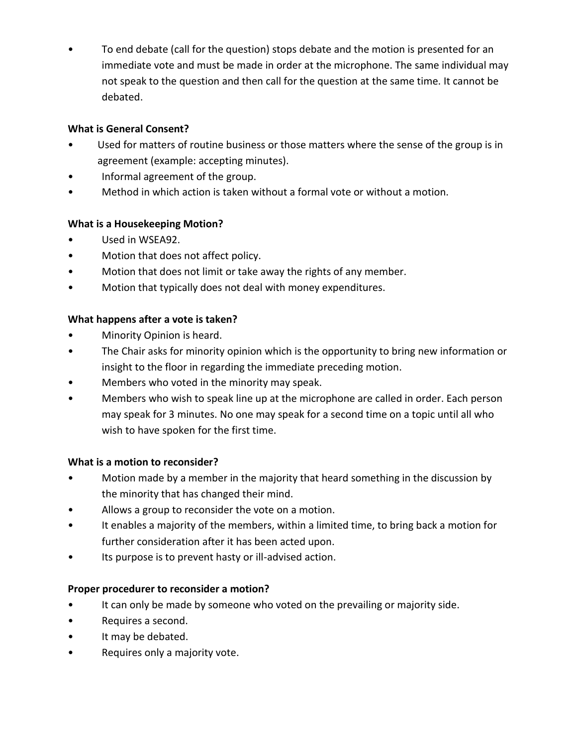- To end debate (call for the question) stops debate and the motion is presented for an immediate vote and must be made in order at the microphone. The same individual may not speak to the question and then call for the question at the same time. It cannot be debated.

**What is General Consent?**

- Used for matters of routine business or those matters where the sense of the group is in agreement (example: accepting minutes).
- Informal agreement of the group.
- Method in which action is taken without a formal vote or without a motion.

**What is a Housekeeping Motion?**

- Used in WSEA92.
- Motion that does not affect policy.
- Motion that does not limit or take away the rights of any member.
- Motion that typically does not deal with money expenditures.

**What happens after a vote is taken?**

- Minority Opinion is heard.
- The Chair asks for minority opinion which is the opportunity to bring new information or insight to the floor in regarding the immediate preceding motion.
- Members who voted in the minority may speak.
- Members who wish to speak line up at the microphone are called in order. Each person may speak for 3 minutes. No one may speak for a second time on a topic until all who wish to have spoken for the first time.

**What is a motion to reconsider?**

- Motion made by a member in the majority that heard something in the discussion by the minority that has changed their mind.
- Allows a group to reconsider the vote on a motion.
- It enables a majority of the members, within a limited time, to bring back a motion for further consideration after it has been acted upon.
- Its purpose is to prevent hasty or ill-advised action.

**Proper procedurer to reconsider a motion?**

- It can only be made by someone who voted on the prevailing or majority side.
- Requires a second.
- It may be debated.
- Requires only a majority vote.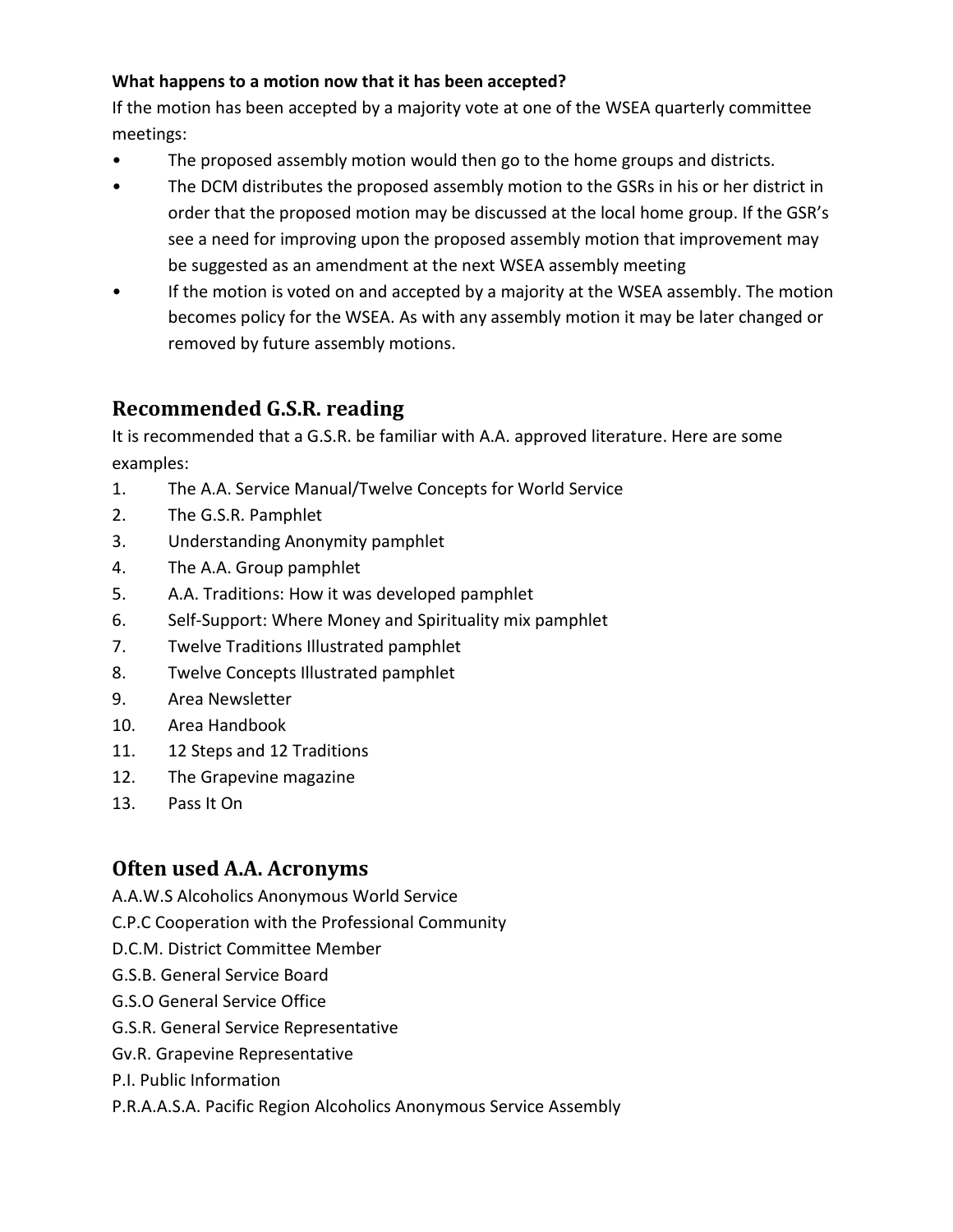**What happens to a motion now that it has been accepted?**

If the motion has been accepted by a majority vote at one of the WSEA quarterly committee meetings:

- The proposed assembly motion would then go to the home groups and districts.
- The DCM distributes the proposed assembly motion to the GSRs in his or her district in order that the proposed motion may be discussed at the local home group. If the GSR's see a need for improving upon the proposed assembly motion that improvement may be suggested as an amendment at the next WSEA assembly meeting
- If the motion is voted on and accepted by a majority at the WSEA assembly. The motion becomes policy for the WSEA. As with any assembly motion it may be later changed or removed by future assembly motions.

## Recommended G.S.R. reading

It is recommended that a G.S.R. be familiar with A.A. approved literature. Here are some examples:

1. The A.A. Service Manual/Twelve Concepts for World Service
2. The G.S.R. Pamphlet
3. Understanding Anonymity pamphlet
4. The A.A. Group pamphlet
5. A.A. Traditions: How it was developed pamphlet
6. Self-Support: Where Money and Spirituality mix pamphlet
7. Twelve Traditions Illustrated pamphlet
8. Twelve Concepts Illustrated pamphlet
9. Area Newsletter
10. Area Handbook
11. 12 Steps and 12 Traditions
12. The Grapevine magazine
13. Pass It On

## Often used A.A. Acronyms

A.A.W.S Alcoholics Anonymous World Service
C.P.C Cooperation with the Professional Community
D.C.M. District Committee Member
G.S.B. General Service Board
G.S.O General Service Office
G.S.R. General Service Representative
Gv.R. Grapevine Representative
P.I. Public Information
P.R.A.A.S.A. Pacific Region Alcoholics Anonymous Service Assembly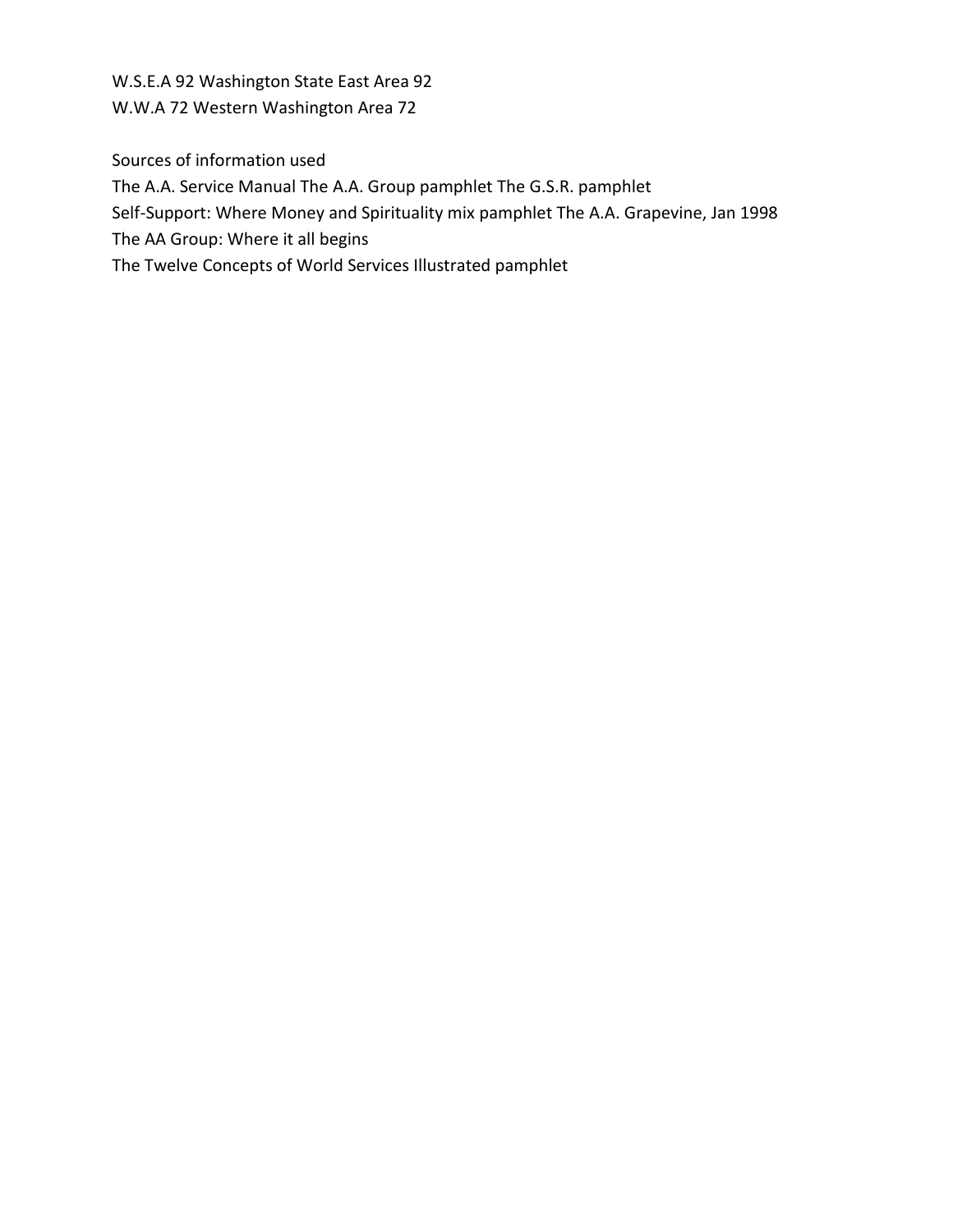W.S.E.A 92 Washington State East Area 92
W.W.A 72 Western Washington Area 72

Sources of information used
The A.A. Service Manual The A.A. Group pamphlet The G.S.R. pamphlet
Self-Support: Where Money and Spirituality mix pamphlet The A.A. Grapevine, Jan 1998
The AA Group: Where it all begins
The Twelve Concepts of World Services Illustrated pamphlet